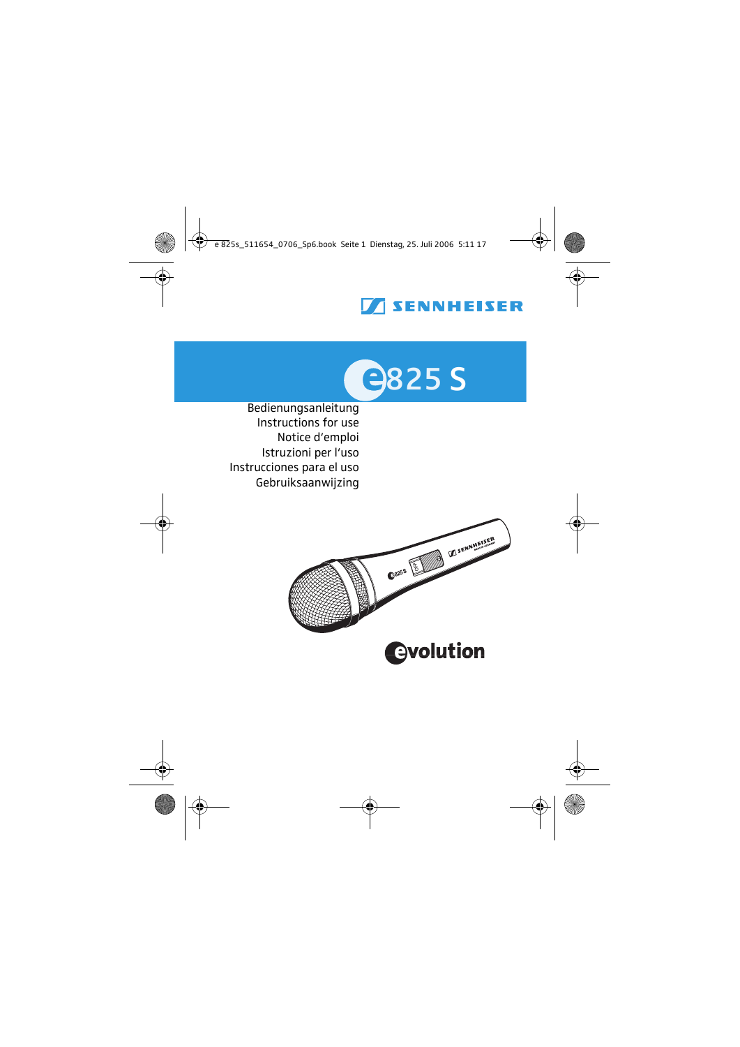SENNHEISER

# e825 S

Bedienungsanleitung
Instructions for use
Notice d'emploi
Istruzioni per l'uso
Instrucciones para el uso
Gebruiksaanwijzing

evolution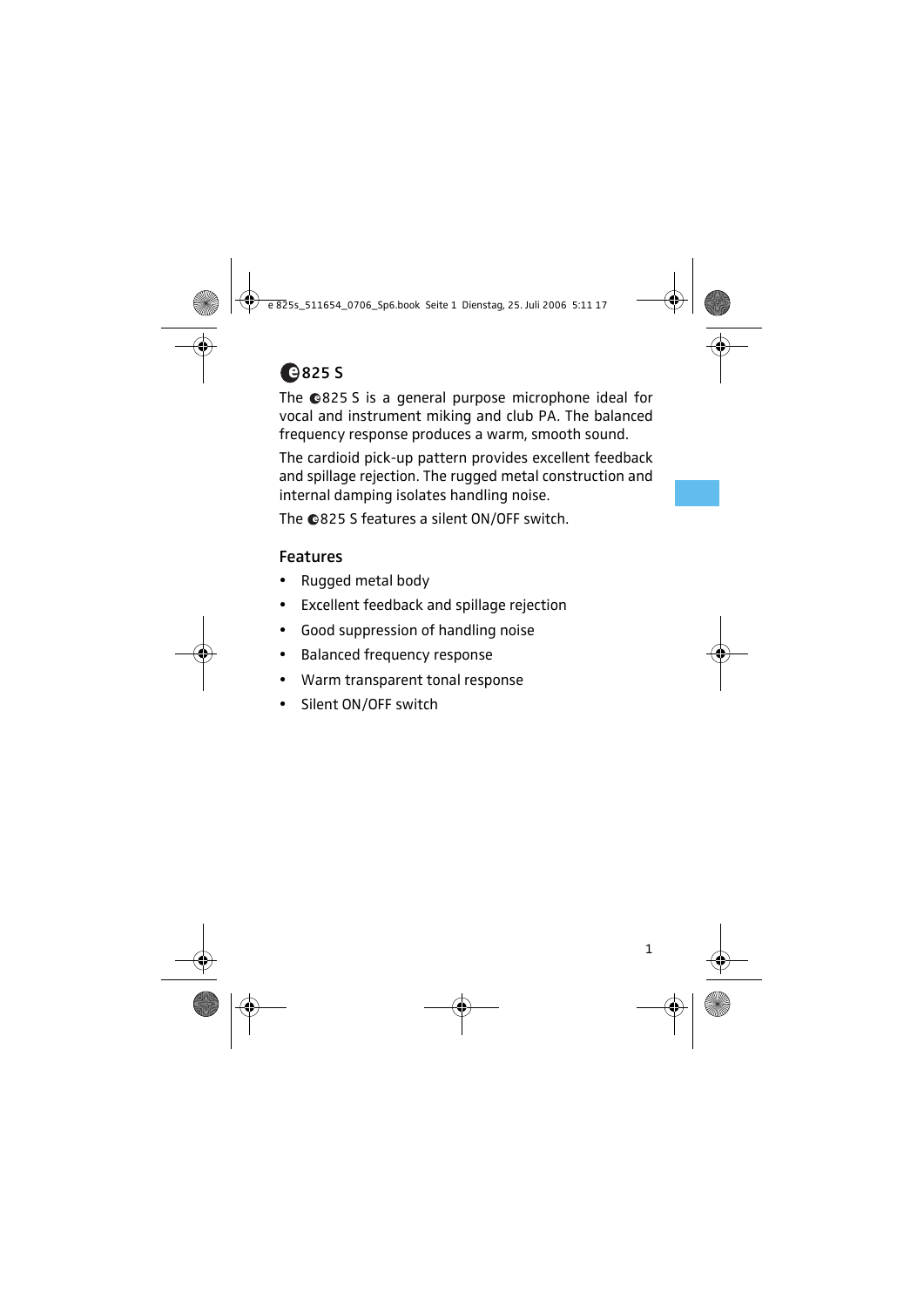# e825 S

The e825 S is a general purpose microphone ideal for vocal and instrument miking and club PA. The balanced frequency response produces a warm, smooth sound.

The cardioid pick-up pattern provides excellent feedback and spillage rejection. The rugged metal construction and internal damping isolates handling noise.

The e825 S features a silent ON/OFF switch.

## Features

- Rugged metal body
- Excellent feedback and spillage rejection
- Good suppression of handling noise
- Balanced frequency response
- Warm transparent tonal response
- Silent ON/OFF switch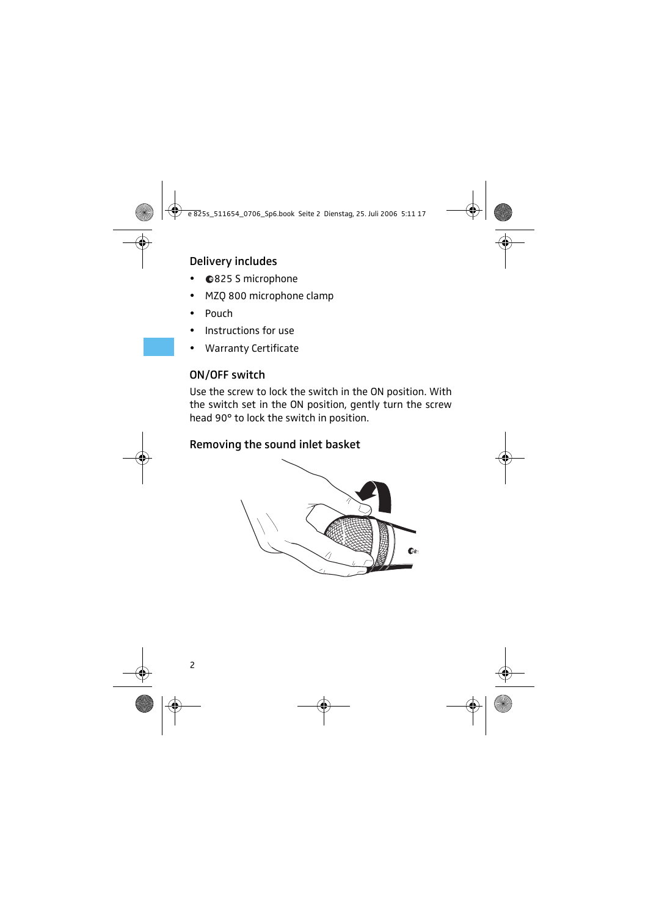## Delivery includes

- e825 S microphone
- MZQ 800 microphone clamp
- Pouch
- Instructions for use
- Warranty Certificate

## ON/OFF switch

Use the screw to lock the switch in the ON position. With the switch set in the ON position, gently turn the screw head 90° to lock the switch in position.

## Removing the sound inlet basket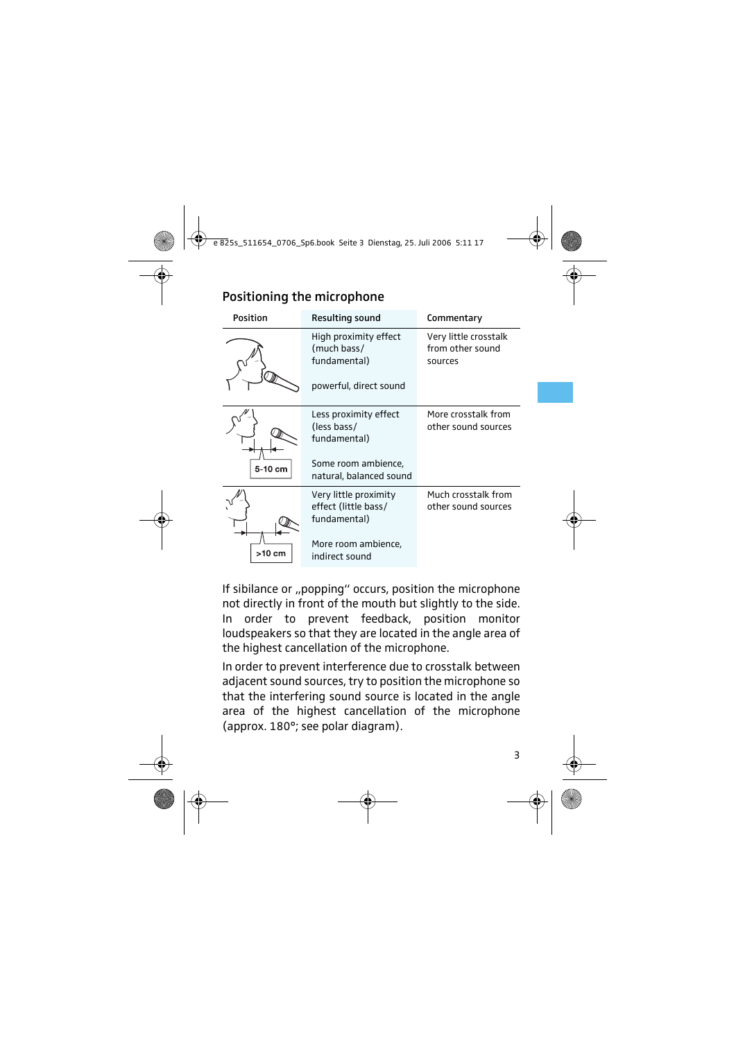## Positioning the microphone

| Position | Resulting sound | Commentary |
|---|---|---|
| | High proximity effect (much bass/ fundamental)<br><br>powerful, direct sound | Very little crosstalk from other sound sources |
| 5-10 cm | Less proximity effect (less bass/ fundamental)<br><br>Some room ambience, natural, balanced sound | More crosstalk from other sound sources |
| >10 cm | Very little proximity effect (little bass/ fundamental)<br><br>More room ambience, indirect sound | Much crosstalk from other sound sources |

If sibilance or „popping" occurs, position the microphone not directly in front of the mouth but slightly to the side. In order to prevent feedback, position monitor loudspeakers so that they are located in the angle area of the highest cancellation of the microphone.

In order to prevent interference due to crosstalk between adjacent sound sources, try to position the microphone so that the interfering sound source is located in the angle area of the highest cancellation of the microphone (approx. 180°; see polar diagram).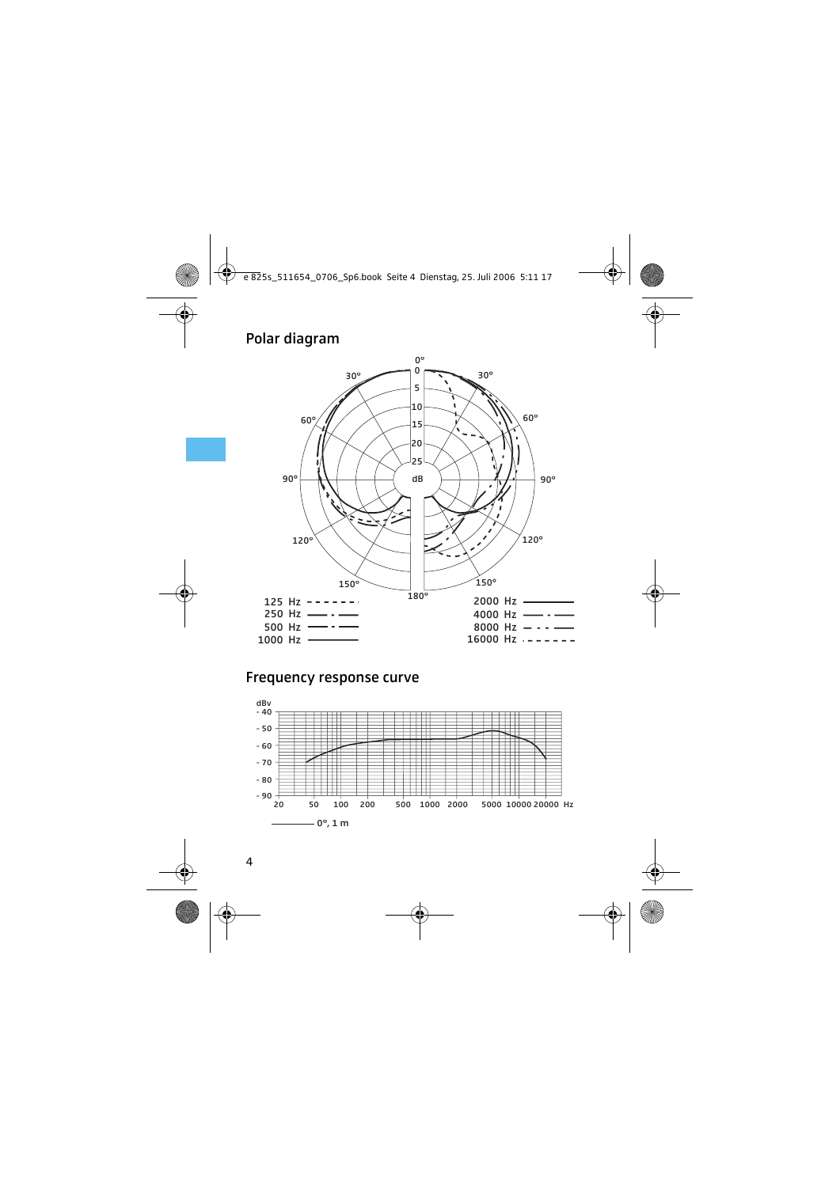## Polar diagram

0°

30° 30°

60° 60°

90° dB 90°

120° 120°

150° 150°

180°

0, 5, 10, 15, 20, 25

125 Hz
250 Hz
500 Hz
1000 Hz

2000 Hz
4000 Hz
8000 Hz
16000 Hz

## Frequency response curve

dBv

- 40
- 50
- 60
- 70
- 80
- 90

20 50 100 200 500 1000 2000 5000 10000 20000 Hz

0°, 1 m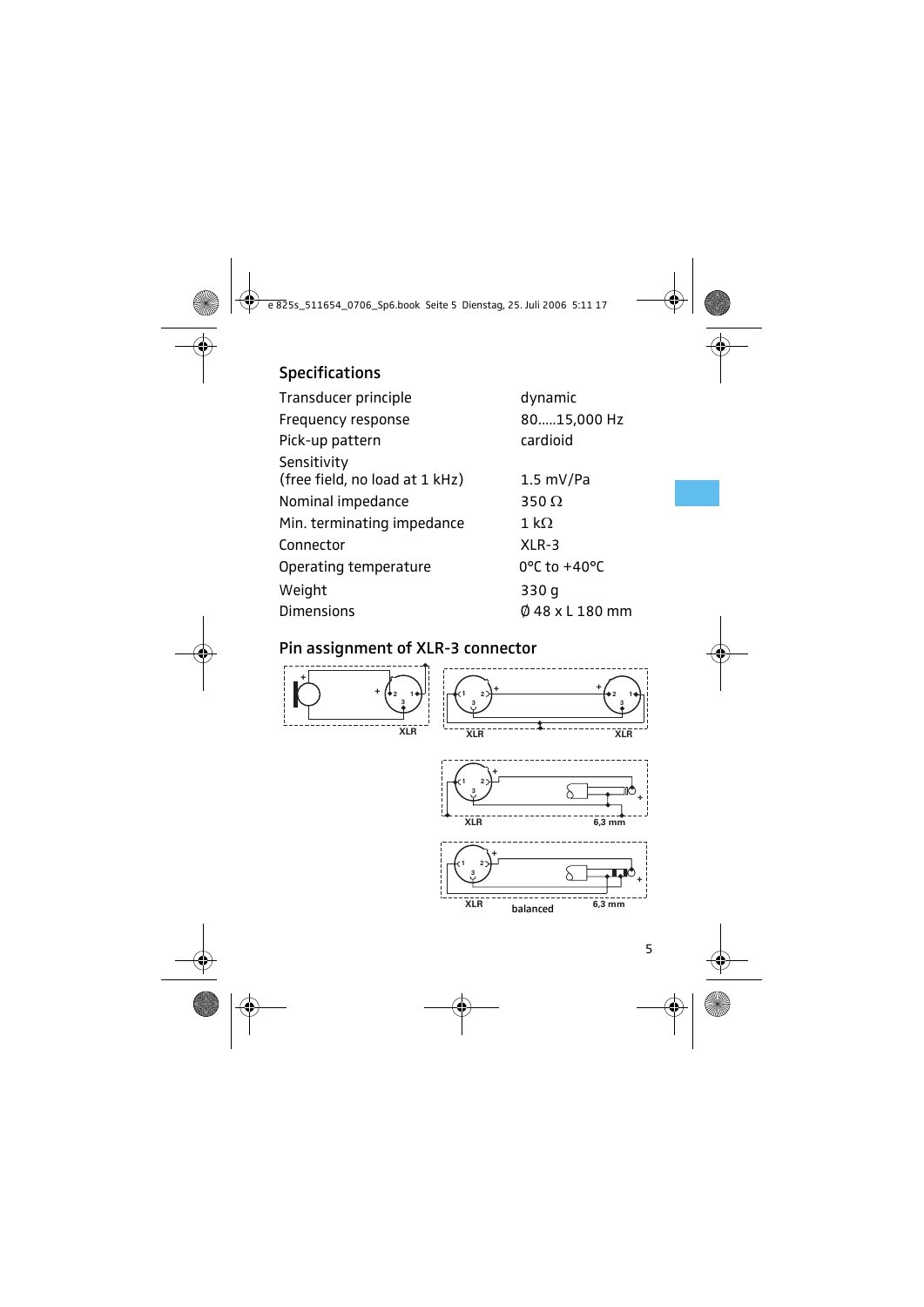## Specifications

| | |
|---|---|
| Transducer principle | dynamic |
| Frequency response | 80.....15,000 Hz |
| Pick-up pattern | cardioid |
| Sensitivity (free field, no load at 1 kHz) | 1.5 mV/Pa |
| Nominal impedance | 350 Ω |
| Min. terminating impedance | 1 kΩ |
| Connector | XLR-3 |
| Operating temperature | 0°C to +40°C |
| Weight | 330 g |
| Dimensions | Ø 48 x L 180 mm |

## Pin assignment of XLR-3 connector

XLR

XLR XLR

XLR 6,3 mm

XLR balanced 6,3 mm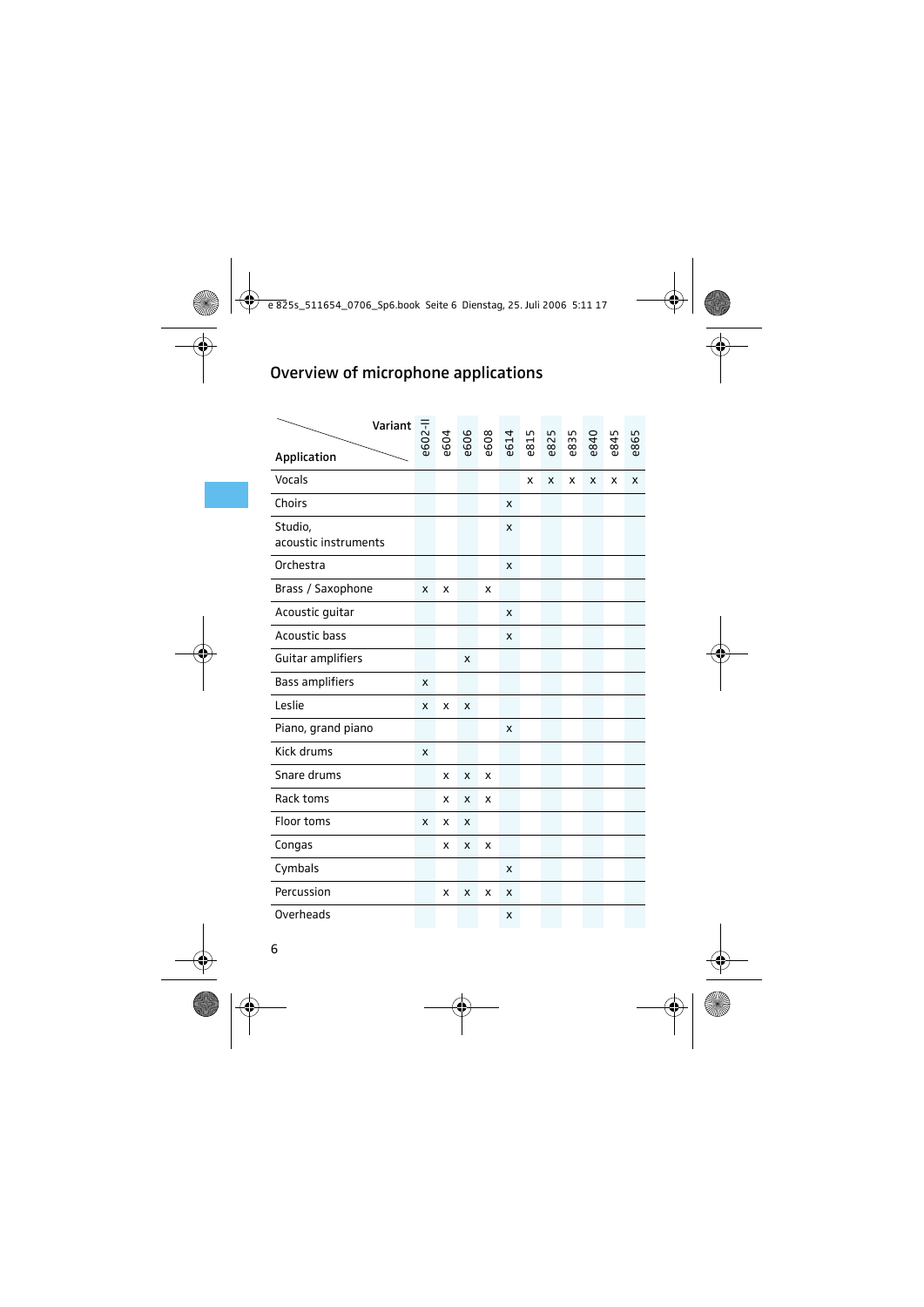## Overview of microphone applications

| Application \ Variant | e602-II | e604 | e606 | e608 | e614 | e815 | e825 | e835 | e840 | e845 | e865 |
|---|---|---|---|---|---|---|---|---|---|---|---|
| Vocals | | | | | | x | x | x | x | x | x |
| Choirs | | | | | x | | | | | | |
| Studio, acoustic instruments | | | | | x | | | | | | |
| Orchestra | | | | | x | | | | | | |
| Brass / Saxophone | x | x | | x | | | | | | | |
| Acoustic guitar | | | | | x | | | | | | |
| Acoustic bass | | | | | x | | | | | | |
| Guitar amplifiers | | | x | | | | | | | | |
| Bass amplifiers | x | | | | | | | | | | |
| Leslie | x | x | x | | | | | | | | |
| Piano, grand piano | | | | | x | | | | | | |
| Kick drums | x | | | | | | | | | | |
| Snare drums | | x | x | x | | | | | | | |
| Rack toms | | x | x | x | | | | | | | |
| Floor toms | x | x | x | | | | | | | | |
| Congas | | x | x | x | | | | | | | |
| Cymbals | | | | | x | | | | | | |
| Percussion | | x | x | x | x | | | | | | |
| Overheads | | | | | x | | | | | | |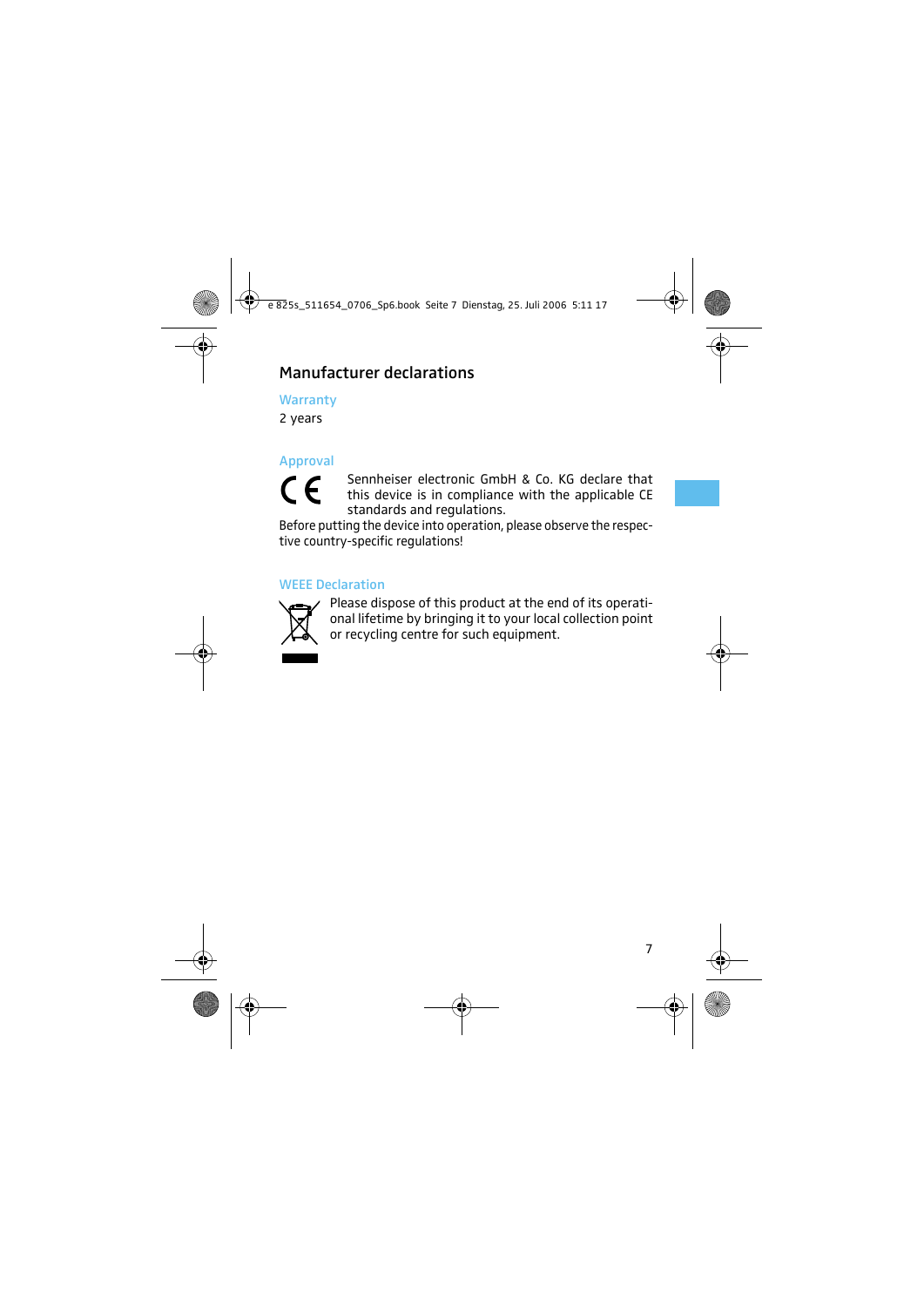## Manufacturer declarations

### Warranty

2 years

### Approval

Sennheiser electronic GmbH & Co. KG declare that this device is in compliance with the applicable CE standards and regulations.

Before putting the device into operation, please observe the respective country-specific regulations!

### WEEE Declaration

Please dispose of this product at the end of its operational lifetime by bringing it to your local collection point or recycling centre for such equipment.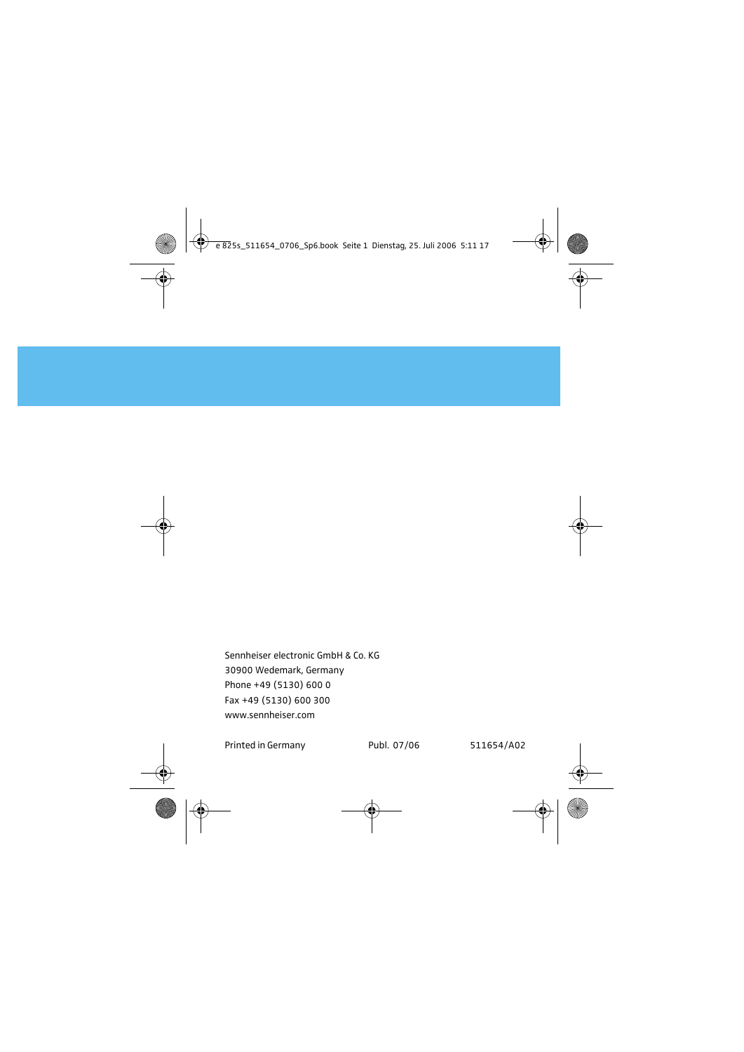Sennheiser electronic GmbH & Co. KG
30900 Wedemark, Germany
Phone +49 (5130) 600 0
Fax +49 (5130) 600 300
www.sennheiser.com

Printed in Germany Publ. 07/06 511654/A02